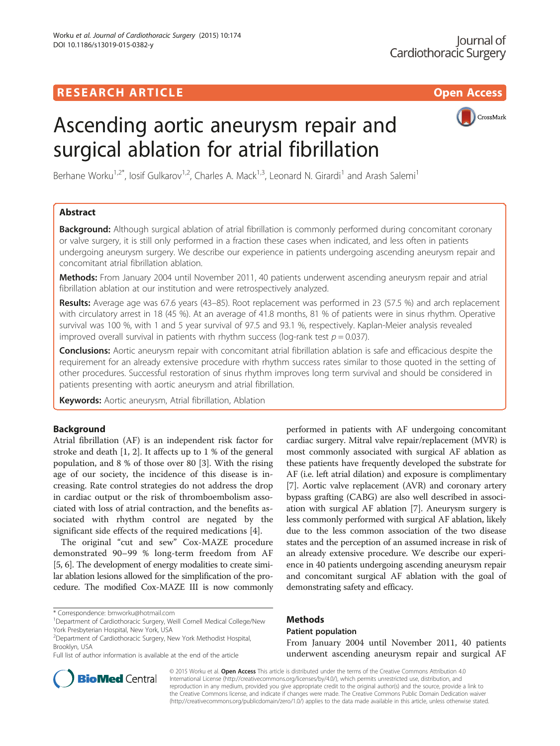RESEARCH ARTICLE

Open Access

# Ascending aortic aneurysm repair and surgical ablation for atrial fibrillation

Berhane Worku[1,2*], Iosif Gulkarov[1,2], Charles A. Mack[1,3], Leonard N. Girardi[1] and Arash Salemi[1]

## Abstract

**Background:** Although surgical ablation of atrial fibrillation is commonly performed during concomitant coronary or valve surgery, it is still only performed in a fraction these cases when indicated, and less often in patients undergoing aneurysm surgery. We describe our experience in patients undergoing ascending aneurysm repair and concomitant atrial fibrillation ablation.

**Methods:** From January 2004 until November 2011, 40 patients underwent ascending aneurysm repair and atrial fibrillation ablation at our institution and were retrospectively analyzed.

**Results:** Average age was 67.6 years (43–85). Root replacement was performed in 23 (57.5 %) and arch replacement with circulatory arrest in 18 (45 %). At an average of 41.8 months, 81 % of patients were in sinus rhythm. Operative survival was 100 %, with 1 and 5 year survival of 97.5 and 93.1 %, respectively. Kaplan-Meier analysis revealed improved overall survival in patients with rhythm success (log-rank test $p = 0.037$).

**Conclusions:** Aortic aneurysm repair with concomitant atrial fibrillation ablation is safe and efficacious despite the requirement for an already extensive procedure with rhythm success rates similar to those quoted in the setting of other procedures. Successful restoration of sinus rhythm improves long term survival and should be considered in patients presenting with aortic aneurysm and atrial fibrillation.

**Keywords:** Aortic aneurysm, Atrial fibrillation, Ablation

## Background

Atrial fibrillation (AF) is an independent risk factor for stroke and death [1, 2]. It affects up to 1 % of the general population, and 8 % of those over 80 [3]. With the rising age of our society, the incidence of this disease is increasing. Rate control strategies do not address the drop in cardiac output or the risk of thromboembolism associated with loss of atrial contraction, and the benefits associated with rhythm control are negated by the significant side effects of the required medications [4].

The original "cut and sew" Cox-MAZE procedure demonstrated 90–99 % long-term freedom from AF [5, 6]. The development of energy modalities to create similar ablation lesions allowed for the simplification of the procedure. The modified Cox-MAZE III is now commonly performed in patients with AF undergoing concomitant cardiac surgery. Mitral valve repair/replacement (MVR) is most commonly associated with surgical AF ablation as these patients have frequently developed the substrate for AF (i.e. left atrial dilation) and exposure is complimentary [7]. Aortic valve replacement (AVR) and coronary artery bypass grafting (CABG) are also well described in association with surgical AF ablation [7]. Aneurysm surgery is less commonly performed with surgical AF ablation, likely due to the less common association of the two disease states and the perception of an assumed increase in risk of an already extensive procedure. We describe our experience in 40 patients undergoing ascending aneurysm repair and concomitant surgical AF ablation with the goal of demonstrating safety and efficacy.

## Methods

### Patient population

From January 2004 until November 2011, 40 patients underwent ascending aneurysm repair and surgical AF

\* Correspondence: bmworku@hotmail.com
[1]Department of Cardiothoracic Surgery, Weill Cornell Medical College/New York Presbyterian Hospital, New York, USA
[2]Department of Cardiothoracic Surgery, New York Methodist Hospital, Brooklyn, USA
Full list of author information is available at the end of the article

© 2015 Worku et al. **Open Access** This article is distributed under the terms of the Creative Commons Attribution 4.0 International License (http://creativecommons.org/licenses/by/4.0/), which permits unrestricted use, distribution, and reproduction in any medium, provided you give appropriate credit to the original author(s) and the source, provide a link to the Creative Commons license, and indicate if changes were made. The Creative Commons Public Domain Dedication waiver (http://creativecommons.org/publicdomain/zero/1.0/) applies to the data made available in this article, unless otherwise stated.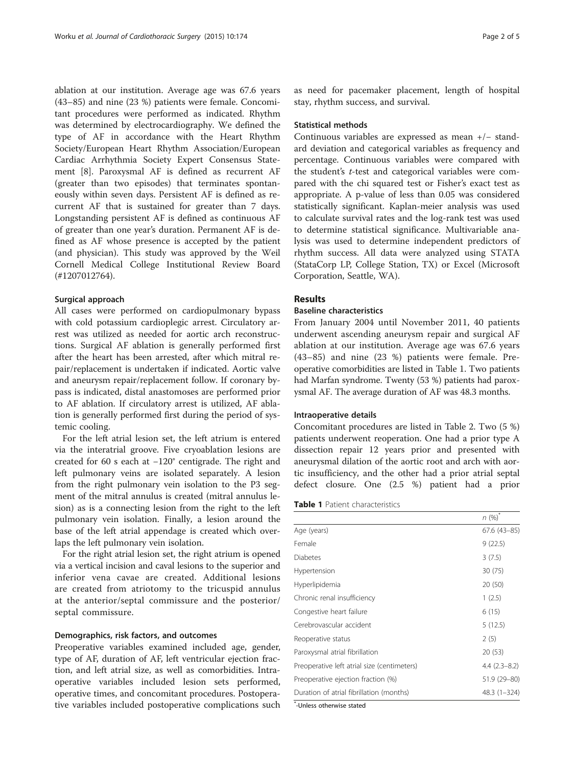ablation at our institution. Average age was 67.6 years (43–85) and nine (23 %) patients were female. Concomitant procedures were performed as indicated. Rhythm was determined by electrocardiography. We defined the type of AF in accordance with the Heart Rhythm Society/European Heart Rhythm Association/European Cardiac Arrhythmia Society Expert Consensus Statement [8]. Paroxysmal AF is defined as recurrent AF (greater than two episodes) that terminates spontaneously within seven days. Persistent AF is defined as recurrent AF that is sustained for greater than 7 days. Longstanding persistent AF is defined as continuous AF of greater than one year's duration. Permanent AF is defined as AF whose presence is accepted by the patient (and physician). This study was approved by the Weil Cornell Medical College Institutional Review Board (#1207012764).

### Surgical approach

All cases were performed on cardiopulmonary bypass with cold potassium cardioplegic arrest. Circulatory arrest was utilized as needed for aortic arch reconstructions. Surgical AF ablation is generally performed first after the heart has been arrested, after which mitral repair/replacement is undertaken if indicated. Aortic valve and aneurysm repair/replacement follow. If coronary bypass is indicated, distal anastomoses are performed prior to AF ablation. If circulatory arrest is utilized, AF ablation is generally performed first during the period of systemic cooling.

For the left atrial lesion set, the left atrium is entered via the interatrial groove. Five cryoablation lesions are created for 60 s each at −120° centigrade. The right and left pulmonary veins are isolated separately. A lesion from the right pulmonary vein isolation to the P3 segment of the mitral annulus is created (mitral annulus lesion) as is a connecting lesion from the right to the left pulmonary vein isolation. Finally, a lesion around the base of the left atrial appendage is created which overlaps the left pulmonary vein isolation.

For the right atrial lesion set, the right atrium is opened via a vertical incision and caval lesions to the superior and inferior vena cavae are created. Additional lesions are created from atriotomy to the tricuspid annulus at the anterior/septal commissure and the posterior/septal commissure.

### Demographics, risk factors, and outcomes

Preoperative variables examined included age, gender, type of AF, duration of AF, left ventricular ejection fraction, and left atrial size, as well as comorbidities. Intraoperative variables included lesion sets performed, operative times, and concomitant procedures. Postoperative variables included postoperative complications such as need for pacemaker placement, length of hospital stay, rhythm success, and survival.

### Statistical methods

Continuous variables are expressed as mean +/− standard deviation and categorical variables as frequency and percentage. Continuous variables were compared with the student's *t*-test and categorical variables were compared with the chi squared test or Fisher's exact test as appropriate. A p-value of less than 0.05 was considered statistically significant. Kaplan-meier analysis was used to calculate survival rates and the log-rank test was used to determine statistical significance. Multivariable analysis was used to determine independent predictors of rhythm success. All data were analyzed using STATA (StataCorp LP, College Station, TX) or Excel (Microsoft Corporation, Seattle, WA).

## Results

### Baseline characteristics

From January 2004 until November 2011, 40 patients underwent ascending aneurysm repair and surgical AF ablation at our institution. Average age was 67.6 years (43–85) and nine (23 %) patients were female. Preoperative comorbidities are listed in Table 1. Two patients had Marfan syndrome. Twenty (53 %) patients had paroxysmal AF. The average duration of AF was 48.3 months.

### Intraoperative details

Concomitant procedures are listed in Table 2. Two (5 %) patients underwent reoperation. One had a prior type A dissection repair 12 years prior and presented with aneurysmal dilation of the aortic root and arch with aortic insufficiency, and the other had a prior atrial septal defect closure. One (2.5 %) patient had a prior

**Table 1** Patient characteristics

| | n (%)* |
|---|---|
| Age (years) | 67.6 (43–85) |
| Female | 9 (22.5) |
| Diabetes | 3 (7.5) |
| Hypertension | 30 (75) |
| Hyperlipidemia | 20 (50) |
| Chronic renal insufficiency | 1 (2.5) |
| Congestive heart failure | 6 (15) |
| Cerebrovascular accident | 5 (12.5) |
| Reoperative status | 2 (5) |
| Paroxysmal atrial fibrillation | 20 (53) |
| Preoperative left atrial size (centimeters) | 4.4 (2.3–8.2) |
| Preoperative ejection fraction (%) | 51.9 (29–80) |
| Duration of atrial fibrillation (months) | 48.3 (1–324) |

*-Unless otherwise stated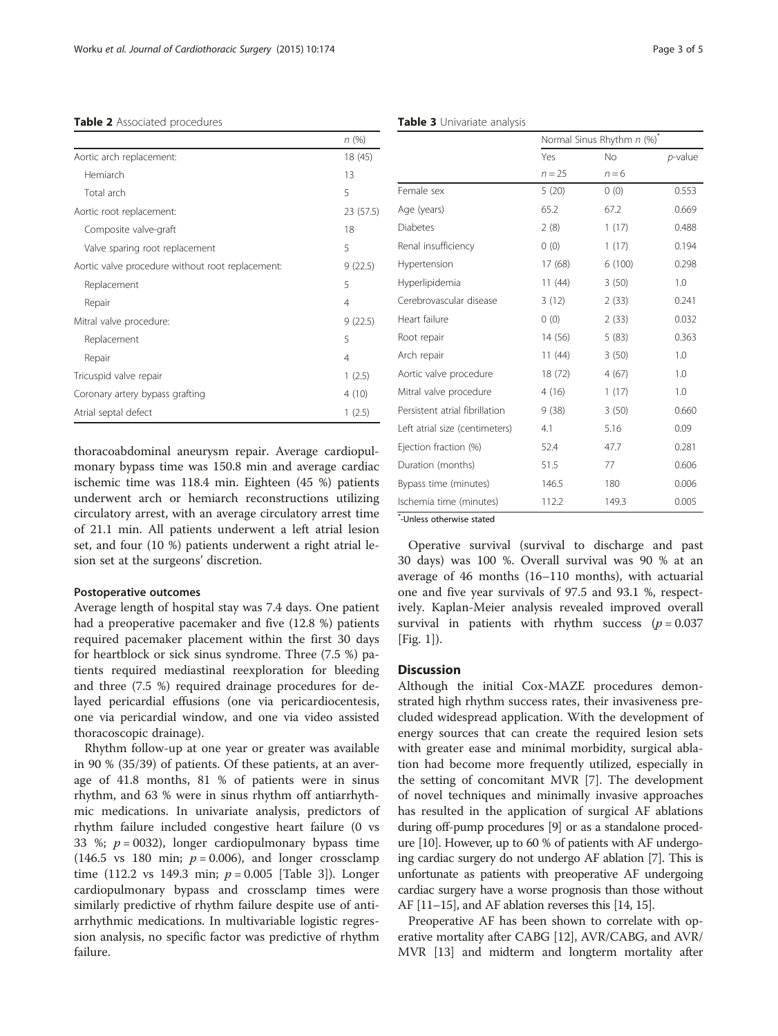**Table 2** Associated procedures

| | n (%) |
|---|---|
| Aortic arch replacement: | 18 (45) |
| Hemiarch | 13 |
| Total arch | 5 |
| Aortic root replacement: | 23 (57.5) |
| Composite valve-graft | 18 |
| Valve sparing root replacement | 5 |
| Aortic valve procedure without root replacement: | 9 (22.5) |
| Replacement | 5 |
| Repair | 4 |
| Mitral valve procedure: | 9 (22.5) |
| Replacement | 5 |
| Repair | 4 |
| Tricuspid valve repair | 1 (2.5) |
| Coronary artery bypass grafting | 4 (10) |
| Atrial septal defect | 1 (2.5) |

thoracoabdominal aneurysm repair. Average cardiopulmonary bypass time was 150.8 min and average cardiac ischemic time was 118.4 min. Eighteen (45 %) patients underwent arch or hemiarch reconstructions utilizing circulatory arrest, with an average circulatory arrest time of 21.1 min. All patients underwent a left atrial lesion set, and four (10 %) patients underwent a right atrial lesion set at the surgeons' discretion.

### Postoperative outcomes

Average length of hospital stay was 7.4 days. One patient had a preoperative pacemaker and five (12.8 %) patients required pacemaker placement within the first 30 days for heartblock or sick sinus syndrome. Three (7.5 %) patients required mediastinal reexploration for bleeding and three (7.5 %) required drainage procedures for delayed pericardial effusions (one via pericardiocentesis, one via pericardial window, and one via video assisted thoracoscopic drainage).

Rhythm follow-up at one year or greater was available in 90 % (35/39) of patients. Of these patients, at an average of 41.8 months, 81 % of patients were in sinus rhythm, and 63 % were in sinus rhythm off antiarrhythmic medications. In univariate analysis, predictors of rhythm failure included congestive heart failure (0 vs 33 %; $p = 0032$), longer cardiopulmonary bypass time (146.5 vs 180 min; $p = 0.006$), and longer crossclamp time (112.2 vs 149.3 min; $p = 0.005$ [Table 3]). Longer cardiopulmonary bypass and crossclamp times were similarly predictive of rhythm failure despite use of antiarrhythmic medications. In multivariable logistic regression analysis, no specific factor was predictive of rhythm failure.

**Table 3** Univariate analysis

| | Normal Sinus Rhythm n (%)* | | |
|---|---|---|---|
| | Yes | No | p-value |
| | n = 25 | n = 6 | |
| Female sex | 5 (20) | 0 (0) | 0.553 |
| Age (years) | 65.2 | 67.2 | 0.669 |
| Diabetes | 2 (8) | 1 (17) | 0.488 |
| Renal insufficiency | 0 (0) | 1 (17) | 0.194 |
| Hypertension | 17 (68) | 6 (100) | 0.298 |
| Hyperlipidemia | 11 (44) | 3 (50) | 1.0 |
| Cerebrovascular disease | 3 (12) | 2 (33) | 0.241 |
| Heart failure | 0 (0) | 2 (33) | 0.032 |
| Root repair | 14 (56) | 5 (83) | 0.363 |
| Arch repair | 11 (44) | 3 (50) | 1.0 |
| Aortic valve procedure | 18 (72) | 4 (67) | 1.0 |
| Mitral valve procedure | 4 (16) | 1 (17) | 1.0 |
| Persistent atrial fibrillation | 9 (38) | 3 (50) | 0.660 |
| Left atrial size (centimeters) | 4.1 | 5.16 | 0.09 |
| Ejection fraction (%) | 52.4 | 47.7 | 0.281 |
| Duration (months) | 51.5 | 77 | 0.606 |
| Bypass time (minutes) | 146.5 | 180 | 0.006 |
| Ischemia time (minutes) | 112.2 | 149.3 | 0.005 |

*-Unless otherwise stated

Operative survival (survival to discharge and past 30 days) was 100 %. Overall survival was 90 % at an average of 46 months (16–110 months), with actuarial one and five year survivals of 97.5 and 93.1 %, respectively. Kaplan-Meier analysis revealed improved overall survival in patients with rhythm success ($p = 0.037$ [Fig. 1]).

## Discussion

Although the initial Cox-MAZE procedures demonstrated high rhythm success rates, their invasiveness precluded widespread application. With the development of energy sources that can create the required lesion sets with greater ease and minimal morbidity, surgical ablation had become more frequently utilized, especially in the setting of concomitant MVR [7]. The development of novel techniques and minimally invasive approaches has resulted in the application of surgical AF ablations during off-pump procedures [9] or as a standalone procedure [10]. However, up to 60 % of patients with AF undergoing cardiac surgery do not undergo AF ablation [7]. This is unfortunate as patients with preoperative AF undergoing cardiac surgery have a worse prognosis than those without AF [11–15], and AF ablation reverses this [14, 15].

Preoperative AF has been shown to correlate with operative mortality after CABG [12], AVR/CABG, and AVR/MVR [13] and midterm and longterm mortality after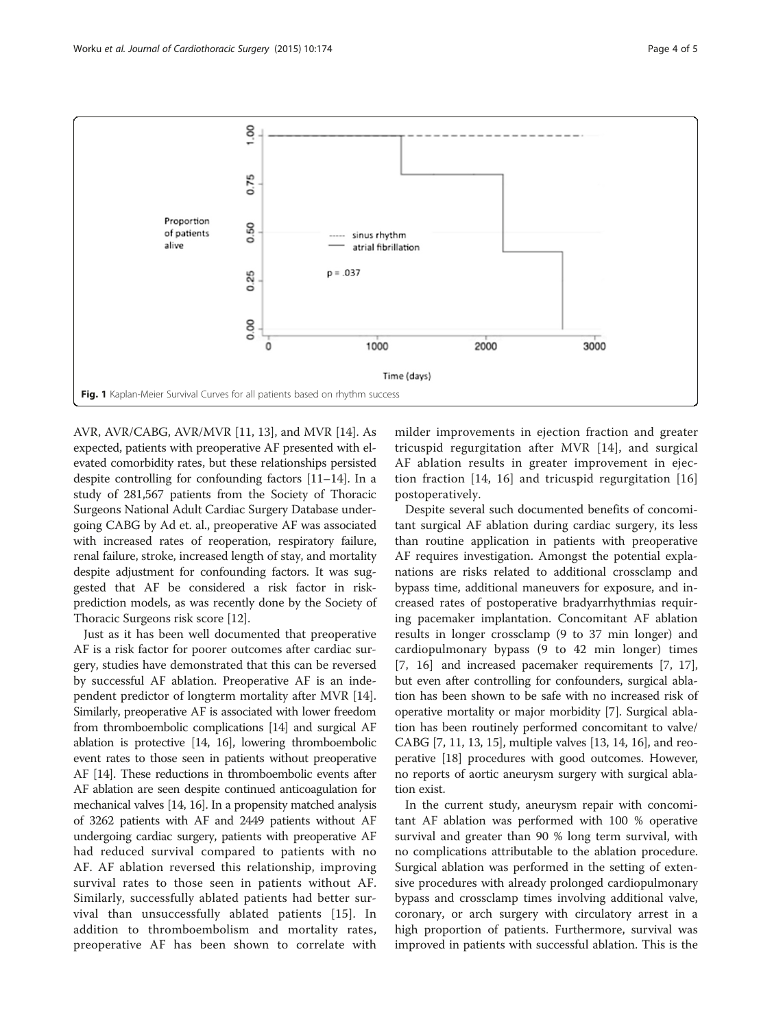Fig. 1 Kaplan-Meier Survival Curves for all patients based on rhythm success

AVR, AVR/CABG, AVR/MVR [11, 13], and MVR [14]. As expected, patients with preoperative AF presented with elevated comorbidity rates, but these relationships persisted despite controlling for confounding factors [11–14]. In a study of 281,567 patients from the Society of Thoracic Surgeons National Adult Cardiac Surgery Database undergoing CABG by Ad et. al., preoperative AF was associated with increased rates of reoperation, respiratory failure, renal failure, stroke, increased length of stay, and mortality despite adjustment for confounding factors. It was suggested that AF be considered a risk factor in risk-prediction models, as was recently done by the Society of Thoracic Surgeons risk score [12].

Just as it has been well documented that preoperative AF is a risk factor for poorer outcomes after cardiac surgery, studies have demonstrated that this can be reversed by successful AF ablation. Preoperative AF is an independent predictor of longterm mortality after MVR [14]. Similarly, preoperative AF is associated with lower freedom from thromboembolic complications [14] and surgical AF ablation is protective [14, 16], lowering thromboembolic event rates to those seen in patients without preoperative AF [14]. These reductions in thromboembolic events after AF ablation are seen despite continued anticoagulation for mechanical valves [14, 16]. In a propensity matched analysis of 3262 patients with AF and 2449 patients without AF undergoing cardiac surgery, patients with preoperative AF had reduced survival compared to patients with no AF. AF ablation reversed this relationship, improving survival rates to those seen in patients without AF. Similarly, successfully ablated patients had better survival than unsuccessfully ablated patients [15]. In addition to thromboembolism and mortality rates, preoperative AF has been shown to correlate with milder improvements in ejection fraction and greater tricuspid regurgitation after MVR [14], and surgical AF ablation results in greater improvement in ejection fraction [14, 16] and tricuspid regurgitation [16] postoperatively.

Despite several such documented benefits of concomitant surgical AF ablation during cardiac surgery, its less than routine application in patients with preoperative AF requires investigation. Amongst the potential explanations are risks related to additional crossclamp and bypass time, additional maneuvers for exposure, and increased rates of postoperative bradyarrhythmias requiring pacemaker implantation. Concomitant AF ablation results in longer crossclamp (9 to 37 min longer) and cardiopulmonary bypass (9 to 42 min longer) times [7, 16] and increased pacemaker requirements [7, 17], but even after controlling for confounders, surgical ablation has been shown to be safe with no increased risk of operative mortality or major morbidity [7]. Surgical ablation has been routinely performed concomitant to valve/CABG [7, 11, 13, 15], multiple valves [13, 14, 16], and reoperative [18] procedures with good outcomes. However, no reports of aortic aneurysm surgery with surgical ablation exist.

In the current study, aneurysm repair with concomitant AF ablation was performed with 100 % operative survival and greater than 90 % long term survival, with no complications attributable to the ablation procedure. Surgical ablation was performed in the setting of extensive procedures with already prolonged cardiopulmonary bypass and crossclamp times involving additional valve, coronary, or arch surgery with circulatory arrest in a high proportion of patients. Furthermore, survival was improved in patients with successful ablation. This is the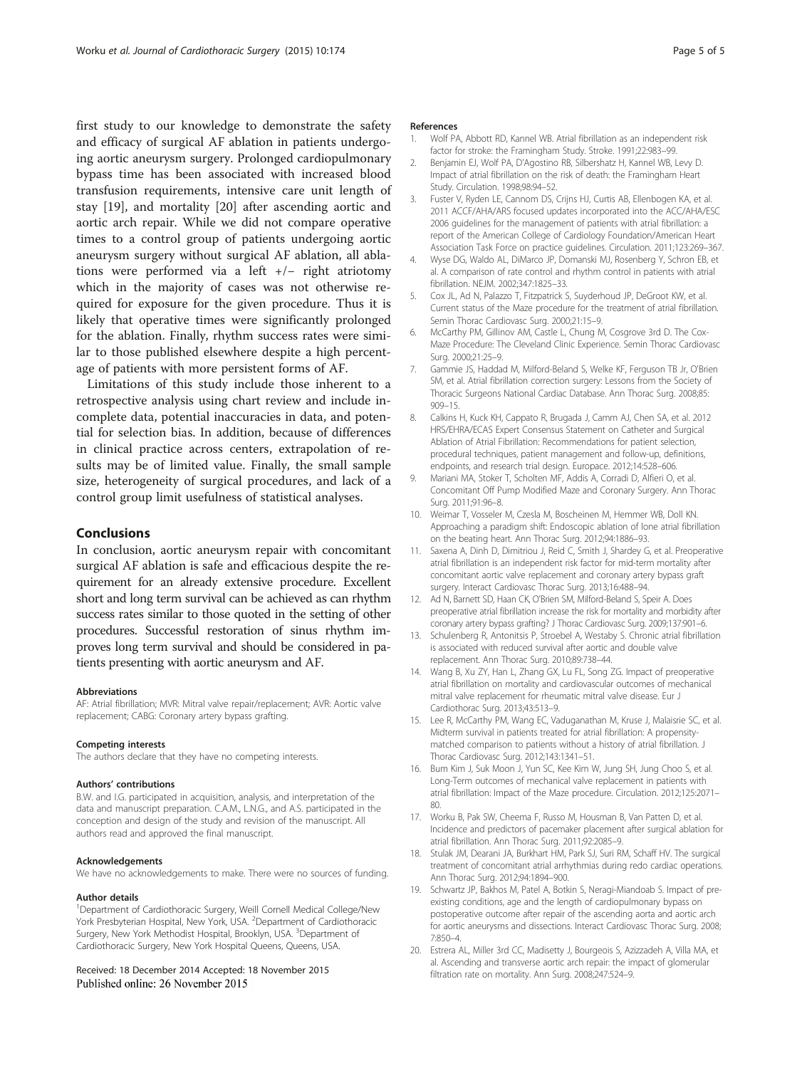first study to our knowledge to demonstrate the safety and efficacy of surgical AF ablation in patients undergoing aortic aneurysm surgery. Prolonged cardiopulmonary bypass time has been associated with increased blood transfusion requirements, intensive care unit length of stay [19], and mortality [20] after ascending aortic and aortic arch repair. While we did not compare operative times to a control group of patients undergoing aortic aneurysm surgery without surgical AF ablation, all ablations were performed via a left +/− right atriotomy which in the majority of cases was not otherwise required for exposure for the given procedure. Thus it is likely that operative times were significantly prolonged for the ablation. Finally, rhythm success rates were similar to those published elsewhere despite a high percentage of patients with more persistent forms of AF.

Limitations of this study include those inherent to a retrospective analysis using chart review and include incomplete data, potential inaccuracies in data, and potential for selection bias. In addition, because of differences in clinical practice across centers, extrapolation of results may be of limited value. Finally, the small sample size, heterogeneity of surgical procedures, and lack of a control group limit usefulness of statistical analyses.

## Conclusions

In conclusion, aortic aneurysm repair with concomitant surgical AF ablation is safe and efficacious despite the requirement for an already extensive procedure. Excellent short and long term survival can be achieved as can rhythm success rates similar to those quoted in the setting of other procedures. Successful restoration of sinus rhythm improves long term survival and should be considered in patients presenting with aortic aneurysm and AF.

#### Abbreviations

AF: Atrial fibrillation; MVR: Mitral valve repair/replacement; AVR: Aortic valve replacement; CABG: Coronary artery bypass grafting.

#### Competing interests

The authors declare that they have no competing interests.

#### Authors' contributions

B.W. and I.G. participated in acquisition, analysis, and interpretation of the data and manuscript preparation. C.A.M., L.N.G., and A.S. participated in the conception and design of the study and revision of the manuscript. All authors read and approved the final manuscript.

#### Acknowledgements

We have no acknowledgements to make. There were no sources of funding.

#### Author details

[1]Department of Cardiothoracic Surgery, Weill Cornell Medical College/New York Presbyterian Hospital, New York, USA. [2]Department of Cardiothoracic Surgery, New York Methodist Hospital, Brooklyn, USA. [3]Department of Cardiothoracic Surgery, New York Hospital Queens, Queens, USA.

Received: 18 December 2014 Accepted: 18 November 2015
Published online: 26 November 2015

#### References

1. Wolf PA, Abbott RD, Kannel WB. Atrial fibrillation as an independent risk factor for stroke: the Framingham Study. Stroke. 1991;22:983–99.
2. Benjamin EJ, Wolf PA, D'Agostino RB, Silbershatz H, Kannel WB, Levy D. Impact of atrial fibrillation on the risk of death: the Framingham Heart Study. Circulation. 1998;98:94–52.
3. Fuster V, Ryden LE, Cannom DS, Crijns HJ, Curtis AB, Ellenbogen KA, et al. 2011 ACCF/AHA/ARS focused updates incorporated into the ACC/AHA/ESC 2006 guidelines for the management of patients with atrial fibrillation: a report of the American College of Cardiology Foundation/American Heart Association Task Force on practice guidelines. Circulation. 2011;123:269–367.
4. Wyse DG, Waldo AL, DiMarco JP, Domanski MJ, Rosenberg Y, Schron EB, et al. A comparison of rate control and rhythm control in patients with atrial fibrillation. NEJM. 2002;347:1825–33.
5. Cox JL, Ad N, Palazzo T, Fitzpatrick S, Suyderhoud JP, DeGroot KW, et al. Current status of the Maze procedure for the treatment of atrial fibrillation. Semin Thorac Cardiovasc Surg. 2000;21:15–9.
6. McCarthy PM, Gillinov AM, Castle L, Chung M, Cosgrove 3rd D. The Cox-Maze Procedure: The Cleveland Clinic Experience. Semin Thorac Cardiovasc Surg. 2000;21:25–9.
7. Gammie JS, Haddad M, Milford-Beland S, Welke KF, Ferguson TB Jr, O'Brien SM, et al. Atrial fibrillation correction surgery: Lessons from the Society of Thoracic Surgeons National Cardiac Database. Ann Thorac Surg. 2008;85:909–15.
8. Calkins H, Kuck KH, Cappato R, Brugada J, Camm AJ, Chen SA, et al. 2012 HRS/EHRA/ECAS Expert Consensus Statement on Catheter and Surgical Ablation of Atrial Fibrillation: Recommendations for patient selection, procedural techniques, patient management and follow-up, definitions, endpoints, and research trial design. Europace. 2012;14:528–606.
9. Mariani MA, Stoker T, Scholten MF, Addis A, Corradi D, Alfieri O, et al. Concomitant Off Pump Modified Maze and Coronary Surgery. Ann Thorac Surg. 2011;91:96–8.
10. Weimar T, Vosseler M, Czesla M, Boscheinen M, Hemmer WB, Doll KN. Approaching a paradigm shift: Endoscopic ablation of lone atrial fibrillation on the beating heart. Ann Thorac Surg. 2012;94:1886–93.
11. Saxena A, Dinh D, Dimitriou J, Reid C, Smith J, Shardey G, et al. Preoperative atrial fibrillation is an independent risk factor for mid-term mortality after concomitant aortic valve replacement and coronary artery bypass graft surgery. Interact Cardiovasc Thorac Surg. 2013;16:488–94.
12. Ad N, Barnett SD, Haan CK, O'Brien SM, Milford-Beland S, Speir A. Does preoperative atrial fibrillation increase the risk for mortality and morbidity after coronary artery bypass grafting? J Thorac Cardiovasc Surg. 2009;137:901–6.
13. Schulenberg R, Antonitsis P, Stroebel A, Westaby S. Chronic atrial fibrillation is associated with reduced survival after aortic and double valve replacement. Ann Thorac Surg. 2010;89:738–44.
14. Wang B, Xu ZY, Han L, Zhang GX, Lu FL, Song ZG. Impact of preoperative atrial fibrillation on mortality and cardiovascular outcomes of mechanical mitral valve replacement for rheumatic mitral valve disease. Eur J Cardiothorac Surg. 2013;43:513–9.
15. Lee R, McCarthy PM, Wang EC, Vaduganathan M, Kruse J, Malaisrie SC, et al. Midterm survival in patients treated for atrial fibrillation: A propensity-matched comparison to patients without a history of atrial fibrillation. J Thorac Cardiovasc Surg. 2012;143:1341–51.
16. Bum Kim J, Suk Moon J, Yun SC, Kee Kim W, Jung SH, Jung Choo S, et al. Long-Term outcomes of mechanical valve replacement in patients with atrial fibrillation: Impact of the Maze procedure. Circulation. 2012;125:2071–80.
17. Worku B, Pak SW, Cheema F, Russo M, Housman B, Van Patten D, et al. Incidence and predictors of pacemaker placement after surgical ablation for atrial fibrillation. Ann Thorac Surg. 2011;92:2085–9.
18. Stulak JM, Dearani JA, Burkhart HM, Park SJ, Suri RM, Schaff HV. The surgical treatment of concomitant atrial arrhythmias during redo cardiac operations. Ann Thorac Surg. 2012;94:1894–900.
19. Schwartz JP, Bakhos M, Patel A, Botkin S, Neragi-Miandoab S. Impact of pre-existing conditions, age and the length of cardiopulmonary bypass on postoperative outcome after repair of the ascending aorta and aortic arch for aortic aneurysms and dissections. Interact Cardiovasc Thorac Surg. 2008;7:850–4.
20. Estrera AL, Miller 3rd CC, Madisetty J, Bourgeois S, Azizzadeh A, Villa MA, et al. Ascending and transverse aortic arch repair: the impact of glomerular filtration rate on mortality. Ann Surg. 2008;247:524–9.